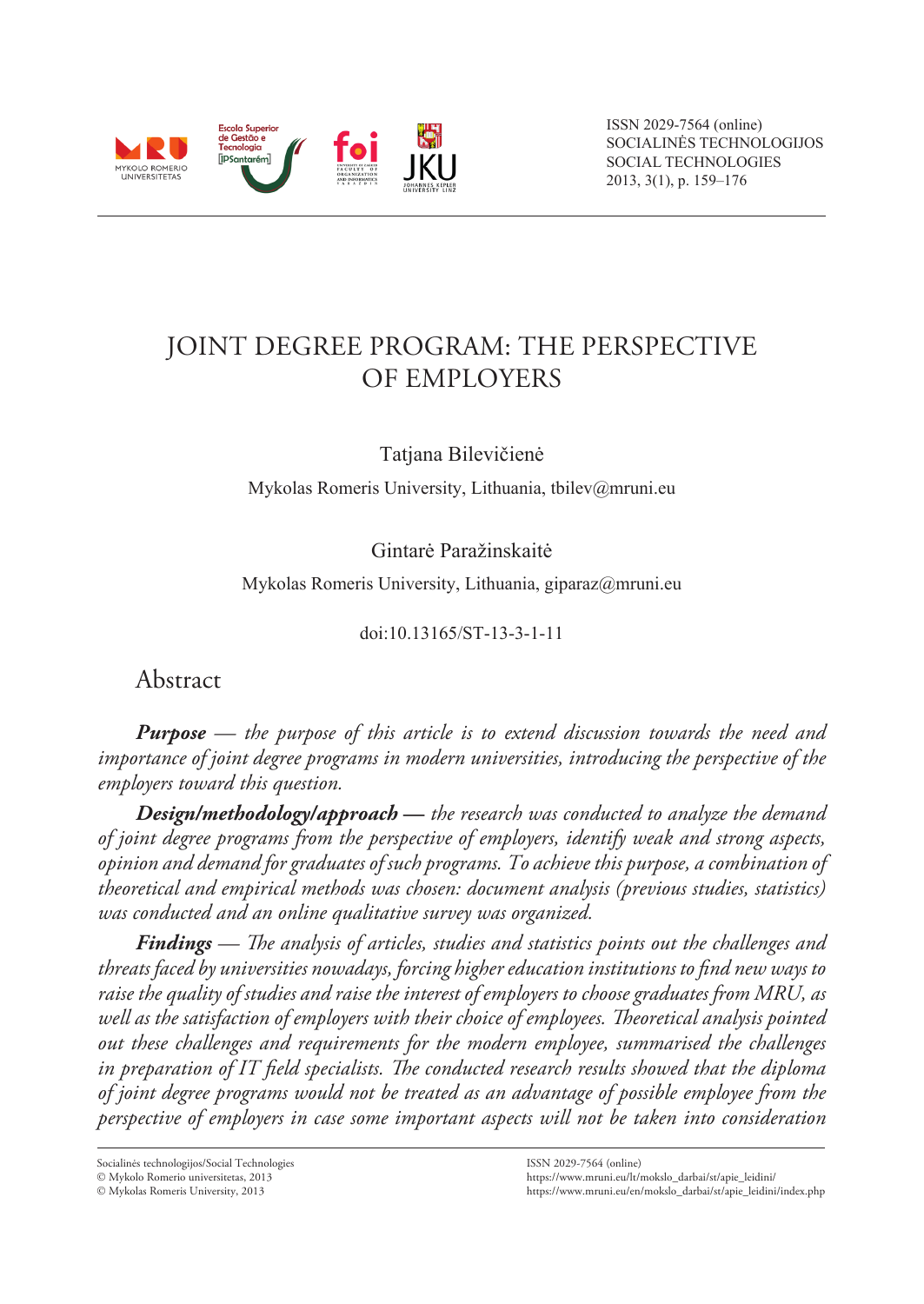ISSN 2029-7564 (online)
SOCIALINĖS TECHNOLOGIJOS
SOCIAL TECHNOLOGIES
2013, 3(1), p. 159–176

# JOINT DEGREE PROGRAM: THE PERSPECTIVE OF EMPLOYERS

Tatjana Bilevičienė

Mykolas Romeris University, Lithuania, tbilev@mruni.eu

Gintarė Paražinskaitė

Mykolas Romeris University, Lithuania, giparaz@mruni.eu

doi:10.13165/ST-13-3-1-11

## Abstract

***Purpose*** *— the purpose of this article is to extend discussion towards the need and importance of joint degree programs in modern universities, introducing the perspective of the employers toward this question.*

***Design/methodology/approach*** *— the research was conducted to analyze the demand of joint degree programs from the perspective of employers, identify weak and strong aspects, opinion and demand for graduates of such programs. To achieve this purpose, a combination of theoretical and empirical methods was chosen: document analysis (previous studies, statistics) was conducted and an online qualitative survey was organized.*

***Findings*** *— The analysis of articles, studies and statistics points out the challenges and threats faced by universities nowadays, forcing higher education institutions to find new ways to raise the quality of studies and raise the interest of employers to choose graduates from MRU, as well as the satisfaction of employers with their choice of employees. Theoretical analysis pointed out these challenges and requirements for the modern employee, summarised the challenges in preparation of IT field specialists. The conducted research results showed that the diploma of joint degree programs would not be treated as an advantage of possible employee from the perspective of employers in case some important aspects will not be taken into consideration*

Socialinės technologijos/Social Technologies
© Mykolo Romerio universitetas, 2013
© Mykolas Romeris University, 2013

ISSN 2029-7564 (online)
https://www.mruni.eu/lt/mokslo_darbai/st/apie_leidini/
https://www.mruni.eu/en/mokslo_darbai/st/apie_leidini/index.php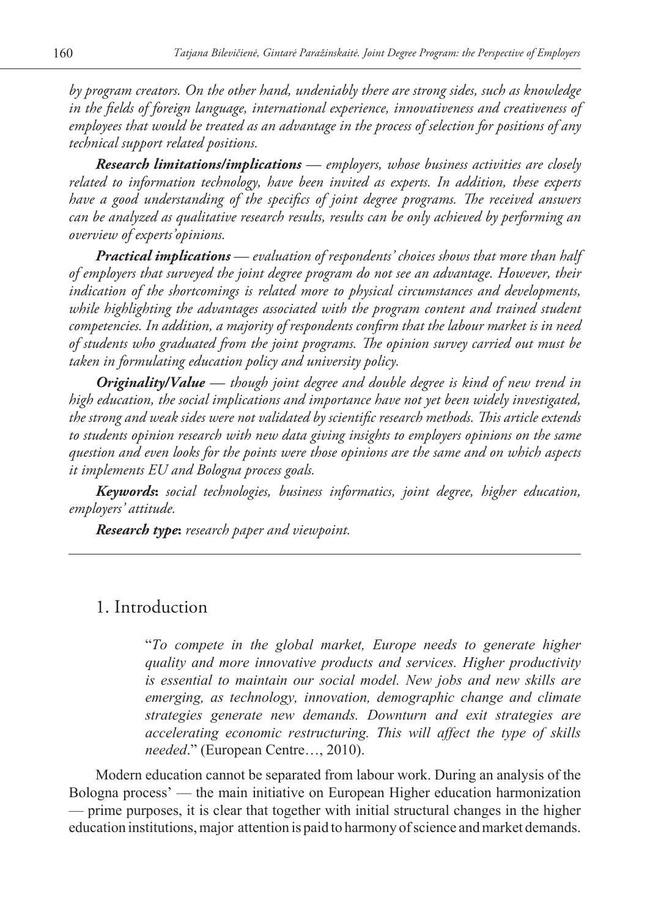*by program creators. On the other hand, undeniably there are strong sides, such as knowledge in the fields of foreign language, international experience, innovativeness and creativeness of employees that would be treated as an advantage in the process of selection for positions of any technical support related positions.*

***Research limitations/implications*** *— employers, whose business activities are closely related to information technology, have been invited as experts. In addition, these experts have a good understanding of the specifics of joint degree programs. The received answers can be analyzed as qualitative research results, results can be only achieved by performing an overview of experts' opinions.*

***Practical implications*** *— evaluation of respondents' choices shows that more than half of employers that surveyed the joint degree program do not see an advantage. However, their indication of the shortcomings is related more to physical circumstances and developments, while highlighting the advantages associated with the program content and trained student competencies. In addition, a majority of respondents confirm that the labour market is in need of students who graduated from the joint programs. The opinion survey carried out must be taken in formulating education policy and university policy.*

***Originality/Value*** *— though joint degree and double degree is kind of new trend in high education, the social implications and importance have not yet been widely investigated, the strong and weak sides were not validated by scientific research methods. This article extends to students opinion research with new data giving insights to employers opinions on the same question and even looks for the points were those opinions are the same and on which aspects it implements EU and Bologna process goals.*

***Keywords*****:** *social technologies, business informatics, joint degree, higher education, employers' attitude.*

***Research type*****:** *research paper and viewpoint.*

## 1. Introduction

> "*To compete in the global market, Europe needs to generate higher quality and more innovative products and services. Higher productivity is essential to maintain our social model. New jobs and new skills are emerging, as technology, innovation, demographic change and climate strategies generate new demands. Downturn and exit strategies are accelerating economic restructuring. This will affect the type of skills needed*." (European Centre…, 2010).

Modern education cannot be separated from labour work. During an analysis of the Bologna process' — the main initiative on European Higher education harmonization — prime purposes, it is clear that together with initial structural changes in the higher education institutions, major attention is paid to harmony of science and market demands.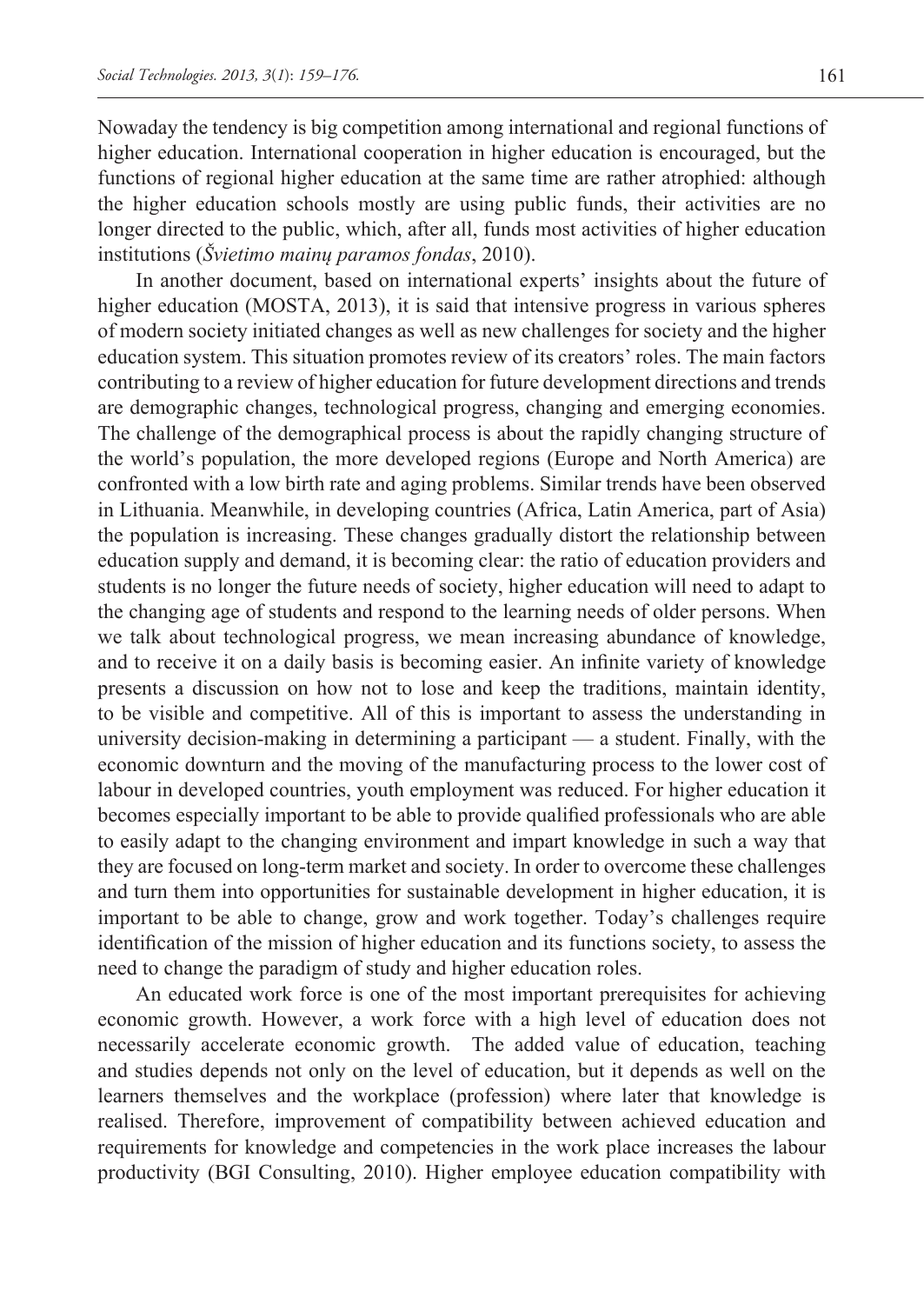Nowaday the tendency is big competition among international and regional functions of higher education. International cooperation in higher education is encouraged, but the functions of regional higher education at the same time are rather atrophied: although the higher education schools mostly are using public funds, their activities are no longer directed to the public, which, after all, funds most activities of higher education institutions (*Švietimo mainų paramos fondas*, 2010).

In another document, based on international experts' insights about the future of higher education (MOSTA, 2013), it is said that intensive progress in various spheres of modern society initiated changes as well as new challenges for society and the higher education system. This situation promotes review of its creators' roles. The main factors contributing to a review of higher education for future development directions and trends are demographic changes, technological progress, changing and emerging economies. The challenge of the demographical process is about the rapidly changing structure of the world's population, the more developed regions (Europe and North America) are confronted with a low birth rate and aging problems. Similar trends have been observed in Lithuania. Meanwhile, in developing countries (Africa, Latin America, part of Asia) the population is increasing. These changes gradually distort the relationship between education supply and demand, it is becoming clear: the ratio of education providers and students is no longer the future needs of society, higher education will need to adapt to the changing age of students and respond to the learning needs of older persons. When we talk about technological progress, we mean increasing abundance of knowledge, and to receive it on a daily basis is becoming easier. An infinite variety of knowledge presents a discussion on how not to lose and keep the traditions, maintain identity, to be visible and competitive. All of this is important to assess the understanding in university decision-making in determining a participant — a student. Finally, with the economic downturn and the moving of the manufacturing process to the lower cost of labour in developed countries, youth employment was reduced. For higher education it becomes especially important to be able to provide qualified professionals who are able to easily adapt to the changing environment and impart knowledge in such a way that they are focused on long-term market and society. In order to overcome these challenges and turn them into opportunities for sustainable development in higher education, it is important to be able to change, grow and work together. Today's challenges require identification of the mission of higher education and its functions society, to assess the need to change the paradigm of study and higher education roles.

An educated work force is one of the most important prerequisites for achieving economic growth. However, a work force with a high level of education does not necessarily accelerate economic growth. The added value of education, teaching and studies depends not only on the level of education, but it depends as well on the learners themselves and the workplace (profession) where later that knowledge is realised. Therefore, improvement of compatibility between achieved education and requirements for knowledge and competencies in the work place increases the labour productivity (BGI Consulting, 2010). Higher employee education compatibility with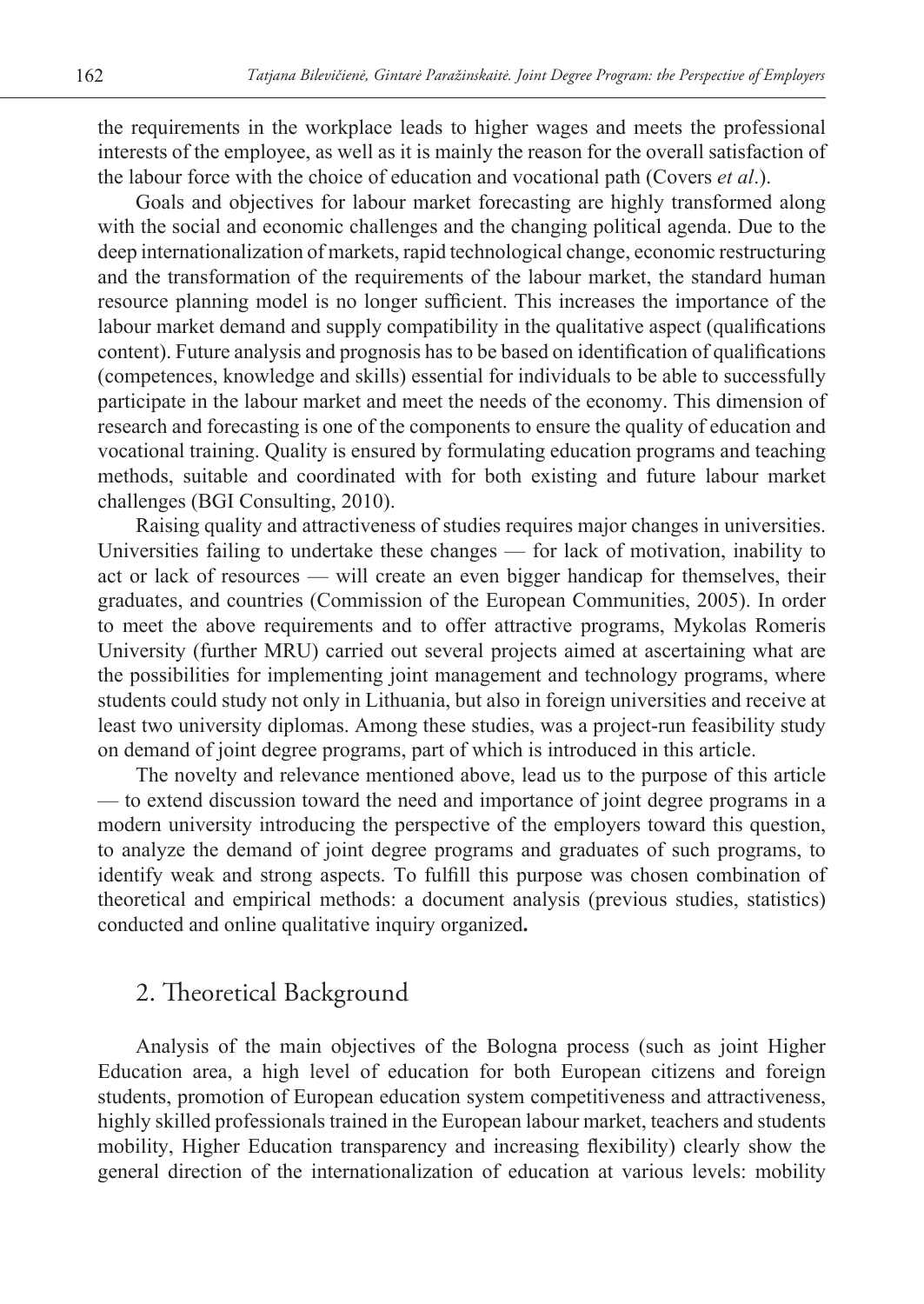the requirements in the workplace leads to higher wages and meets the professional interests of the employee, as well as it is mainly the reason for the overall satisfaction of the labour force with the choice of education and vocational path (Covers *et al*.).

Goals and objectives for labour market forecasting are highly transformed along with the social and economic challenges and the changing political agenda. Due to the deep internationalization of markets, rapid technological change, economic restructuring and the transformation of the requirements of the labour market, the standard human resource planning model is no longer sufficient. This increases the importance of the labour market demand and supply compatibility in the qualitative aspect (qualifications content). Future analysis and prognosis has to be based on identification of qualifications (competences, knowledge and skills) essential for individuals to be able to successfully participate in the labour market and meet the needs of the economy. This dimension of research and forecasting is one of the components to ensure the quality of education and vocational training. Quality is ensured by formulating education programs and teaching methods, suitable and coordinated with for both existing and future labour market challenges (BGI Consulting, 2010).

Raising quality and attractiveness of studies requires major changes in universities. Universities failing to undertake these changes — for lack of motivation, inability to act or lack of resources — will create an even bigger handicap for themselves, their graduates, and countries (Commission of the European Communities, 2005). In order to meet the above requirements and to offer attractive programs, Mykolas Romeris University (further MRU) carried out several projects aimed at ascertaining what are the possibilities for implementing joint management and technology programs, where students could study not only in Lithuania, but also in foreign universities and receive at least two university diplomas. Among these studies, was a project-run feasibility study on demand of joint degree programs, part of which is introduced in this article.

The novelty and relevance mentioned above, lead us to the purpose of this article — to extend discussion toward the need and importance of joint degree programs in a modern university introducing the perspective of the employers toward this question, to analyze the demand of joint degree programs and graduates of such programs, to identify weak and strong aspects. To fulfill this purpose was chosen combination of theoretical and empirical methods: a document analysis (previous studies, statistics) conducted and online qualitative inquiry organized**.**

## 2. Theoretical Background

Analysis of the main objectives of the Bologna process (such as joint Higher Education area, a high level of education for both European citizens and foreign students, promotion of European education system competitiveness and attractiveness, highly skilled professionals trained in the European labour market, teachers and students mobility, Higher Education transparency and increasing flexibility) clearly show the general direction of the internationalization of education at various levels: mobility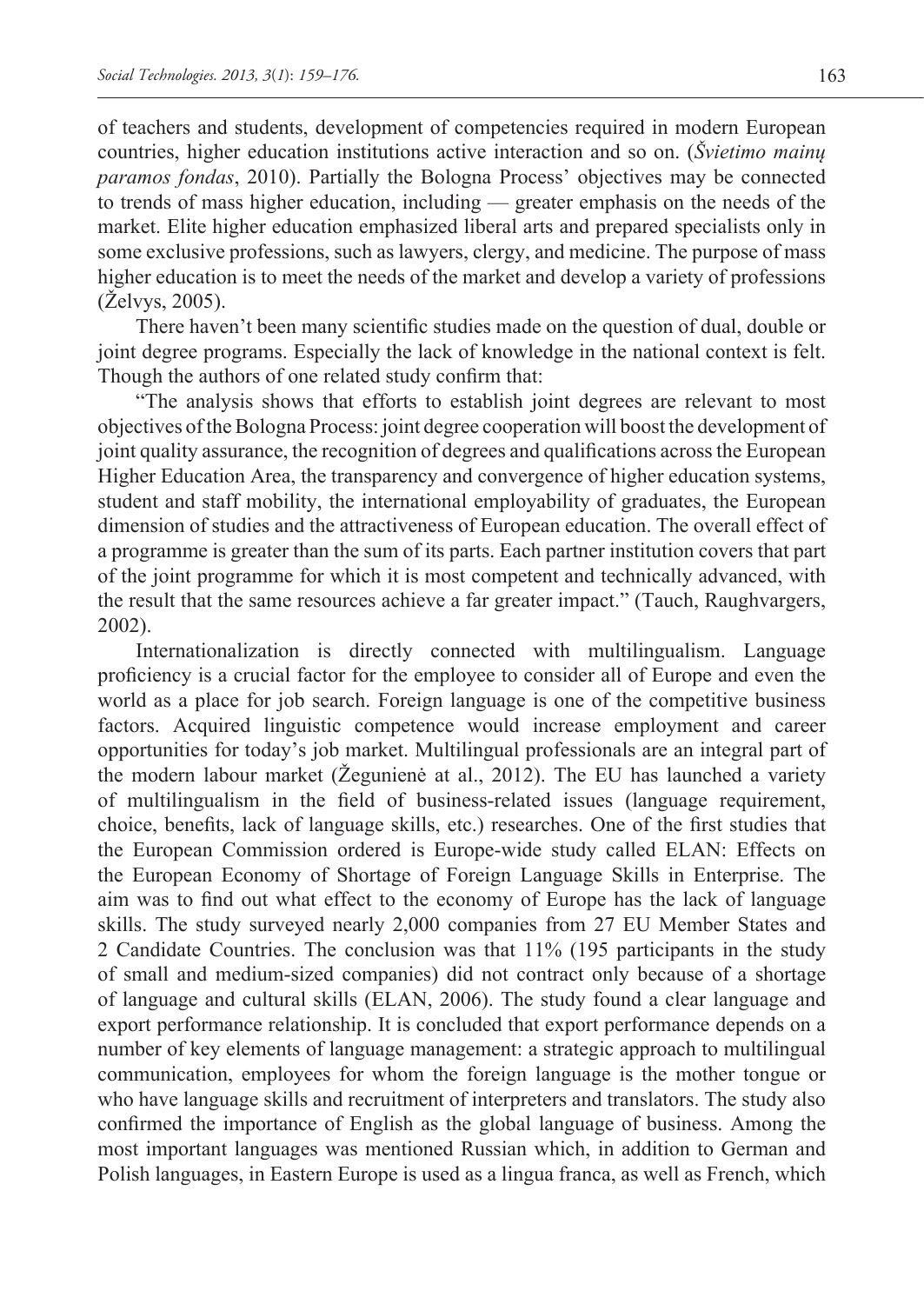of teachers and students, development of competencies required in modern European countries, higher education institutions active interaction and so on. (*Švietimo mainų paramos fondas*, 2010). Partially the Bologna Process' objectives may be connected to trends of mass higher education, including — greater emphasis on the needs of the market. Elite higher education emphasized liberal arts and prepared specialists only in some exclusive professions, such as lawyers, clergy, and medicine. The purpose of mass higher education is to meet the needs of the market and develop a variety of professions (Želvys, 2005).

There haven't been many scientific studies made on the question of dual, double or joint degree programs. Especially the lack of knowledge in the national context is felt. Though the authors of one related study confirm that:

"The analysis shows that efforts to establish joint degrees are relevant to most objectives of the Bologna Process: joint degree cooperation will boost the development of joint quality assurance, the recognition of degrees and qualifications across the European Higher Education Area, the transparency and convergence of higher education systems, student and staff mobility, the international employability of graduates, the European dimension of studies and the attractiveness of European education. The overall effect of a programme is greater than the sum of its parts. Each partner institution covers that part of the joint programme for which it is most competent and technically advanced, with the result that the same resources achieve a far greater impact." (Tauch, Raughvargers, 2002).

Internationalization is directly connected with multilingualism. Language proficiency is a crucial factor for the employee to consider all of Europe and even the world as a place for job search. Foreign language is one of the competitive business factors. Acquired linguistic competence would increase employment and career opportunities for today's job market. Multilingual professionals are an integral part of the modern labour market (Žegunienė at al., 2012). The EU has launched a variety of multilingualism in the field of business-related issues (language requirement, choice, benefits, lack of language skills, etc.) researches. One of the first studies that the European Commission ordered is Europe-wide study called ELAN: Effects on the European Economy of Shortage of Foreign Language Skills in Enterprise. The aim was to find out what effect to the economy of Europe has the lack of language skills. The study surveyed nearly 2,000 companies from 27 EU Member States and 2 Candidate Countries. The conclusion was that 11% (195 participants in the study of small and medium-sized companies) did not contract only because of a shortage of language and cultural skills (ELAN, 2006). The study found a clear language and export performance relationship. It is concluded that export performance depends on a number of key elements of language management: a strategic approach to multilingual communication, employees for whom the foreign language is the mother tongue or who have language skills and recruitment of interpreters and translators. The study also confirmed the importance of English as the global language of business. Among the most important languages was mentioned Russian which, in addition to German and Polish languages, in Eastern Europe is used as a lingua franca, as well as French, which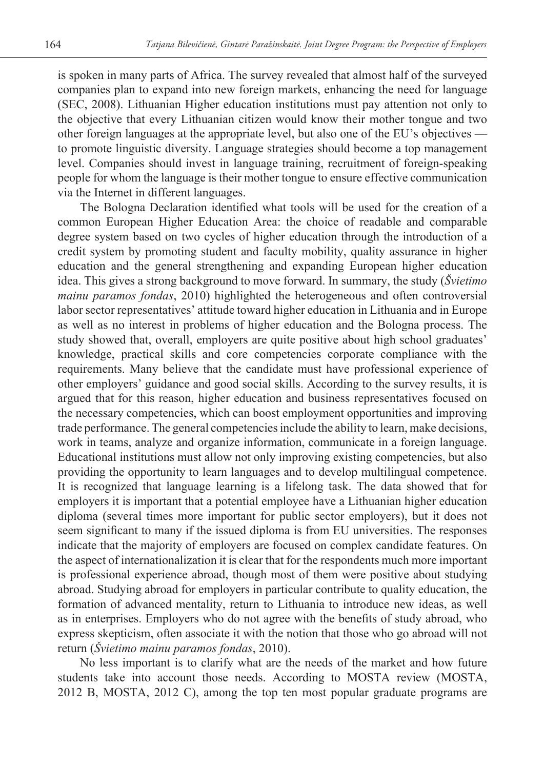is spoken in many parts of Africa. The survey revealed that almost half of the surveyed companies plan to expand into new foreign markets, enhancing the need for language (SEC, 2008). Lithuanian Higher education institutions must pay attention not only to the objective that every Lithuanian citizen would know their mother tongue and two other foreign languages at the appropriate level, but also one of the EU's objectives — to promote linguistic diversity. Language strategies should become a top management level. Companies should invest in language training, recruitment of foreign-speaking people for whom the language is their mother tongue to ensure effective communication via the Internet in different languages.

The Bologna Declaration identified what tools will be used for the creation of a common European Higher Education Area: the choice of readable and comparable degree system based on two cycles of higher education through the introduction of a credit system by promoting student and faculty mobility, quality assurance in higher education and the general strengthening and expanding European higher education idea. This gives a strong background to move forward. In summary, the study (*Švietimo mainu paramos fondas*, 2010) highlighted the heterogeneous and often controversial labor sector representatives' attitude toward higher education in Lithuania and in Europe as well as no interest in problems of higher education and the Bologna process. The study showed that, overall, employers are quite positive about high school graduates' knowledge, practical skills and core competencies corporate compliance with the requirements. Many believe that the candidate must have professional experience of other employers' guidance and good social skills. According to the survey results, it is argued that for this reason, higher education and business representatives focused on the necessary competencies, which can boost employment opportunities and improving trade performance. The general competencies include the ability to learn, make decisions, work in teams, analyze and organize information, communicate in a foreign language. Educational institutions must allow not only improving existing competencies, but also providing the opportunity to learn languages and to develop multilingual competence. It is recognized that language learning is a lifelong task. The data showed that for employers it is important that a potential employee have a Lithuanian higher education diploma (several times more important for public sector employers), but it does not seem significant to many if the issued diploma is from EU universities. The responses indicate that the majority of employers are focused on complex candidate features. On the aspect of internationalization it is clear that for the respondents much more important is professional experience abroad, though most of them were positive about studying abroad. Studying abroad for employers in particular contribute to quality education, the formation of advanced mentality, return to Lithuania to introduce new ideas, as well as in enterprises. Employers who do not agree with the benefits of study abroad, who express skepticism, often associate it with the notion that those who go abroad will not return (*Švietimo mainu paramos fondas*, 2010).

No less important is to clarify what are the needs of the market and how future students take into account those needs. According to MOSTA review (MOSTA, 2012 B, MOSTA, 2012 C), among the top ten most popular graduate programs are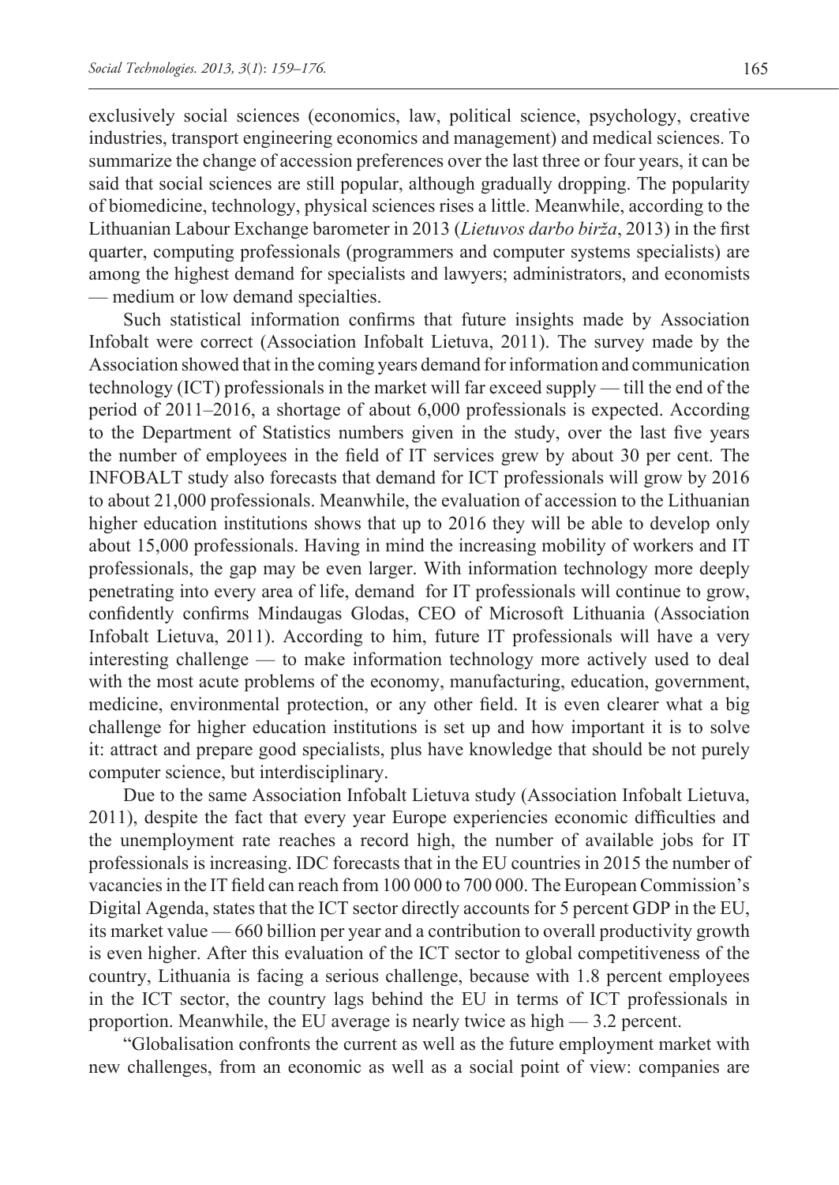exclusively social sciences (economics, law, political science, psychology, creative industries, transport engineering economics and management) and medical sciences. To summarize the change of accession preferences over the last three or four years, it can be said that social sciences are still popular, although gradually dropping. The popularity of biomedicine, technology, physical sciences rises a little. Meanwhile, according to the Lithuanian Labour Exchange barometer in 2013 (*Lietuvos darbo birža*, 2013) in the first quarter, computing professionals (programmers and computer systems specialists) are among the highest demand for specialists and lawyers; administrators, and economists — medium or low demand specialties.

Such statistical information confirms that future insights made by Association Infobalt were correct (Association Infobalt Lietuva, 2011). The survey made by the Association showed that in the coming years demand for information and communication technology (ICT) professionals in the market will far exceed supply — till the end of the period of 2011–2016, a shortage of about 6,000 professionals is expected. According to the Department of Statistics numbers given in the study, over the last five years the number of employees in the field of IT services grew by about 30 per cent. The INFOBALT study also forecasts that demand for ICT professionals will grow by 2016 to about 21,000 professionals. Meanwhile, the evaluation of accession to the Lithuanian higher education institutions shows that up to 2016 they will be able to develop only about 15,000 professionals. Having in mind the increasing mobility of workers and IT professionals, the gap may be even larger. With information technology more deeply penetrating into every area of life, demand for IT professionals will continue to grow, confidently confirms Mindaugas Glodas, CEO of Microsoft Lithuania (Association Infobalt Lietuva, 2011). According to him, future IT professionals will have a very interesting challenge — to make information technology more actively used to deal with the most acute problems of the economy, manufacturing, education, government, medicine, environmental protection, or any other field. It is even clearer what a big challenge for higher education institutions is set up and how important it is to solve it: attract and prepare good specialists, plus have knowledge that should be not purely computer science, but interdisciplinary.

Due to the same Association Infobalt Lietuva study (Association Infobalt Lietuva, 2011), despite the fact that every year Europe experiencies economic difficulties and the unemployment rate reaches a record high, the number of available jobs for IT professionals is increasing. IDC forecasts that in the EU countries in 2015 the number of vacancies in the IT field can reach from 100 000 to 700 000. The European Commission's Digital Agenda, states that the ICT sector directly accounts for 5 percent GDP in the EU, its market value — 660 billion per year and a contribution to overall productivity growth is even higher. After this evaluation of the ICT sector to global competitiveness of the country, Lithuania is facing a serious challenge, because with 1.8 percent employees in the ICT sector, the country lags behind the EU in terms of ICT professionals in proportion. Meanwhile, the EU average is nearly twice as high — 3.2 percent.

"Globalisation confronts the current as well as the future employment market with new challenges, from an economic as well as a social point of view: companies are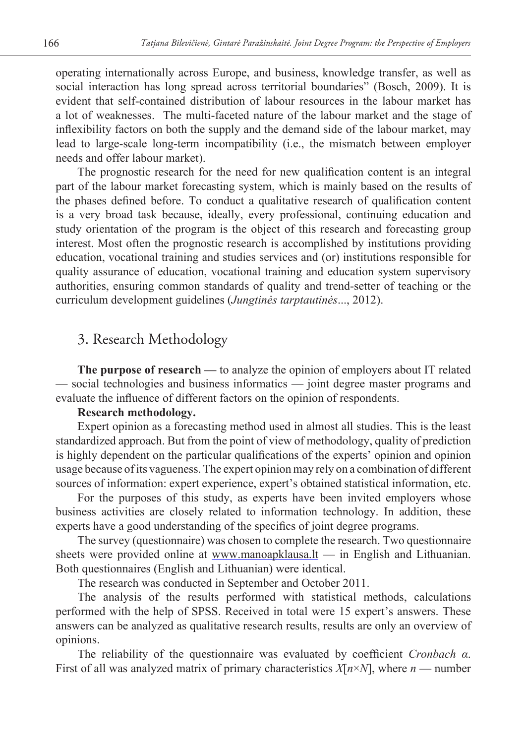operating internationally across Europe, and business, knowledge transfer, as well as social interaction has long spread across territorial boundaries" (Bosch, 2009). It is evident that self-contained distribution of labour resources in the labour market has a lot of weaknesses. The multi-faceted nature of the labour market and the stage of inflexibility factors on both the supply and the demand side of the labour market, may lead to large-scale long-term incompatibility (i.e., the mismatch between employer needs and offer labour market).

The prognostic research for the need for new qualification content is an integral part of the labour market forecasting system, which is mainly based on the results of the phases defined before. To conduct a qualitative research of qualification content is a very broad task because, ideally, every professional, continuing education and study orientation of the program is the object of this research and forecasting group interest. Most often the prognostic research is accomplished by institutions providing education, vocational training and studies services and (or) institutions responsible for quality assurance of education, vocational training and education system supervisory authorities, ensuring common standards of quality and trend-setter of teaching or the curriculum development guidelines (*Jungtinės tarptautinės*..., 2012).

## 3. Research Methodology

**The purpose of research —** to analyze the opinion of employers about IT related — social technologies and business informatics — joint degree master programs and evaluate the influence of different factors on the opinion of respondents.

**Research methodology.**

Expert opinion as a forecasting method used in almost all studies. This is the least standardized approach. But from the point of view of methodology, quality of prediction is highly dependent on the particular qualifications of the experts' opinion and opinion usage because of its vagueness. The expert opinion may rely on a combination of different sources of information: expert experience, expert's obtained statistical information, etc.

For the purposes of this study, as experts have been invited employers whose business activities are closely related to information technology. In addition, these experts have a good understanding of the specifics of joint degree programs.

The survey (questionnaire) was chosen to complete the research. Two questionnaire sheets were provided online at www.manoapklausa.lt — in English and Lithuanian. Both questionnaires (English and Lithuanian) were identical.

The research was conducted in September and October 2011.

The analysis of the results performed with statistical methods, calculations performed with the help of SPSS. Received in total were 15 expert's answers. These answers can be analyzed as qualitative research results, results are only an overview of opinions.

The reliability of the questionnaire was evaluated by coefficient *Cronbach α.* First of all was analyzed matrix of primary characteristics $X[n \times N]$, where $n$ — number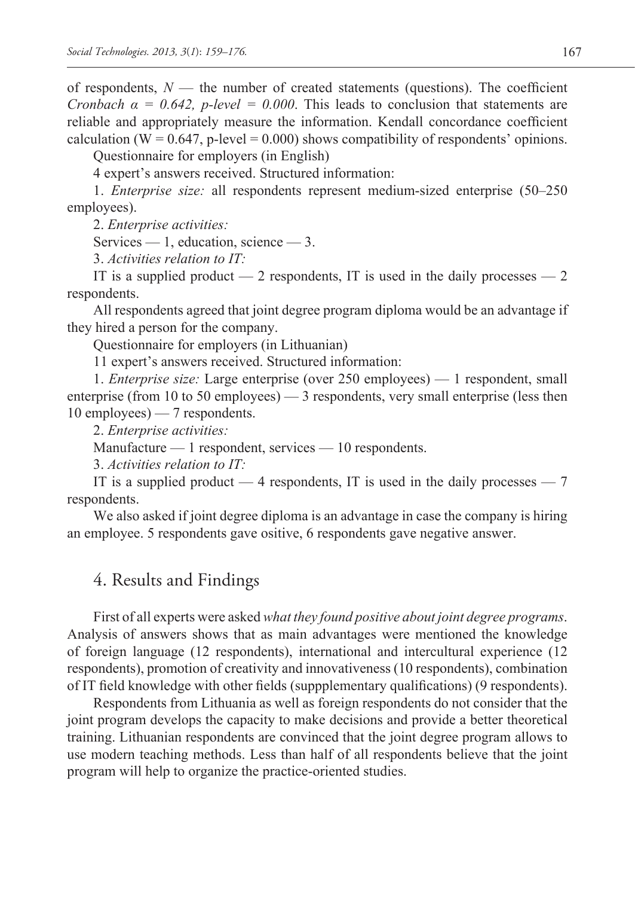of respondents, $N$ — the number of created statements (questions). The coefficient *Cronbach $\alpha$ = 0.642, p-level = 0.000*. This leads to conclusion that statements are reliable and appropriately measure the information. Kendall concordance coefficient calculation ($W = 0.647$, p-level = 0.000) shows compatibility of respondents' opinions.

Questionnaire for employers (in English)

4 expert's answers received. Structured information:

1. *Enterprise size:* all respondents represent medium-sized enterprise (50–250 employees).

2. *Enterprise activities:*

Services — 1, education, science — 3.

3. *Activities relation to IT:*

IT is a supplied product — 2 respondents, IT is used in the daily processes — 2 respondents.

All respondents agreed that joint degree program diploma would be an advantage if they hired a person for the company.

Questionnaire for employers (in Lithuanian)

11 expert's answers received. Structured information:

1. *Enterprise size:* Large enterprise (over 250 employees) — 1 respondent, small enterprise (from 10 to 50 employees) — 3 respondents, very small enterprise (less then 10 employees) — 7 respondents.

2. *Enterprise activities:*

Manufacture — 1 respondent, services — 10 respondents.

3. *Activities relation to IT:*

IT is a supplied product — 4 respondents, IT is used in the daily processes — 7 respondents.

We also asked if joint degree diploma is an advantage in case the company is hiring an employee. 5 respondents gave ositive, 6 respondents gave negative answer.

## 4. Results and Findings

First of all experts were asked *what they found positive about joint degree programs*. Analysis of answers shows that as main advantages were mentioned the knowledge of foreign language (12 respondents), international and intercultural experience (12 respondents), promotion of creativity and innovativeness (10 respondents), combination of IT field knowledge with other fields (suppplementary qualifications) (9 respondents).

Respondents from Lithuania as well as foreign respondents do not consider that the joint program develops the capacity to make decisions and provide a better theoretical training. Lithuanian respondents are convinced that the joint degree program allows to use modern teaching methods. Less than half of all respondents believe that the joint program will help to organize the practice-oriented studies.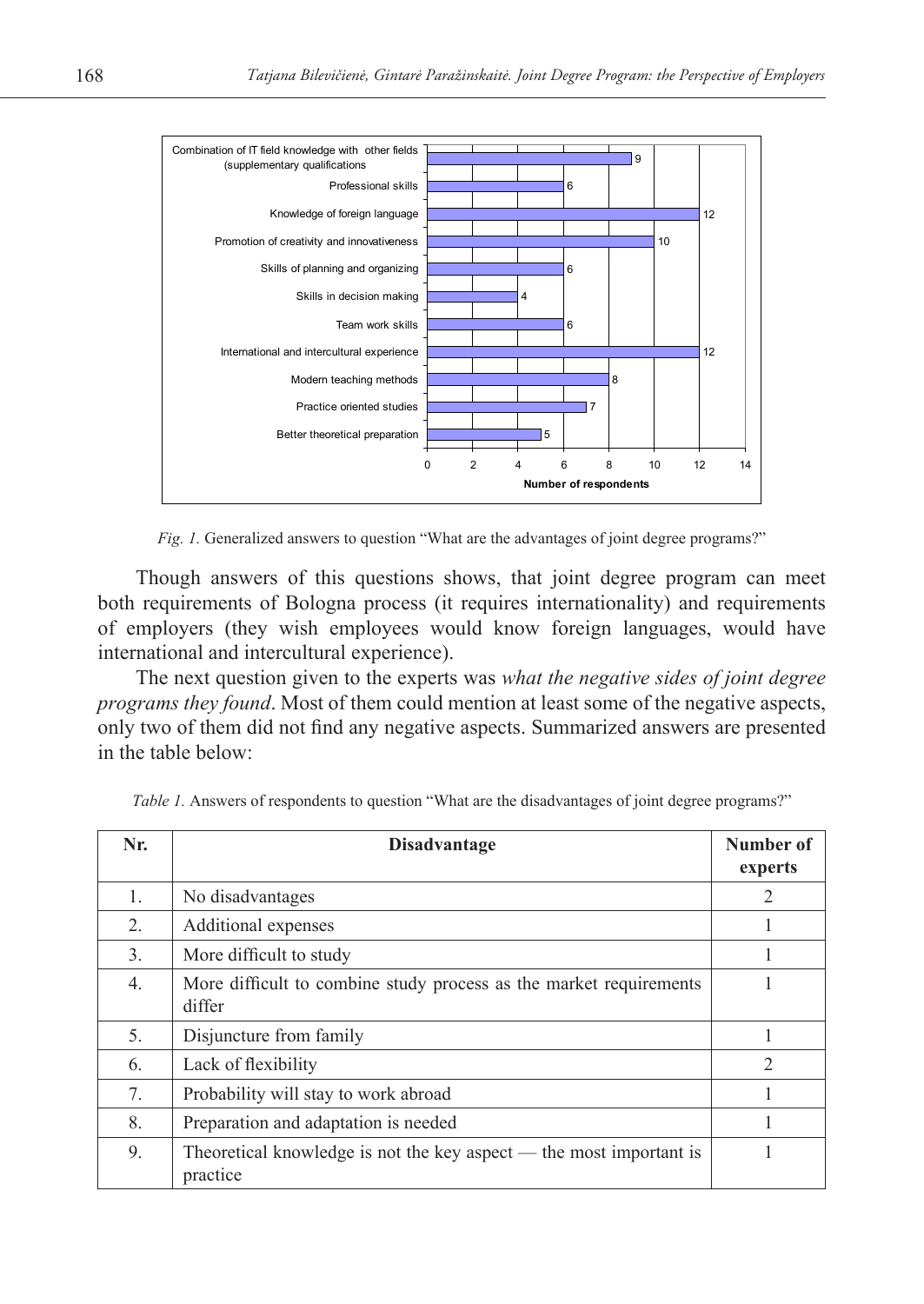| Advantage | Number of respondents |
|---|---|
| Combination of IT field knowledge with other fields (supplementary qualifications | 9 |
| Professional skills | 6 |
| Knowledge of foreign language | 12 |
| Promotion of creativity and innovativeness | 10 |
| Skills of planning and organizing | 6 |
| Skills in decision making | 4 |
| Team work skills | 6 |
| International and intercultural experience | 12 |
| Modern teaching methods | 8 |
| Practice oriented studies | 7 |
| Better theoretical preparation | 5 |

*Fig. 1.* Generalized answers to question "What are the advantages of joint degree programs?"

Though answers of this questions shows, that joint degree program can meet both requirements of Bologna process (it requires internationality) and requirements of employers (they wish employees would know foreign languages, would have international and intercultural experience).

The next question given to the experts was *what the negative sides of joint degree programs they found*. Most of them could mention at least some of the negative aspects, only two of them did not find any negative aspects. Summarized answers are presented in the table below:

*Table 1.* Answers of respondents to question "What are the disadvantages of joint degree programs?"

| Nr. | Disadvantage | Number of experts |
|---|---|---|
| 1. | No disadvantages | 2 |
| 2. | Additional expenses | 1 |
| 3. | More difficult to study | 1 |
| 4. | More difficult to combine study process as the market requirements differ | 1 |
| 5. | Disjuncture from family | 1 |
| 6. | Lack of flexibility | 2 |
| 7. | Probability will stay to work abroad | 1 |
| 8. | Preparation and adaptation is needed | 1 |
| 9. | Theoretical knowledge is not the key aspect — the most important is practice | 1 |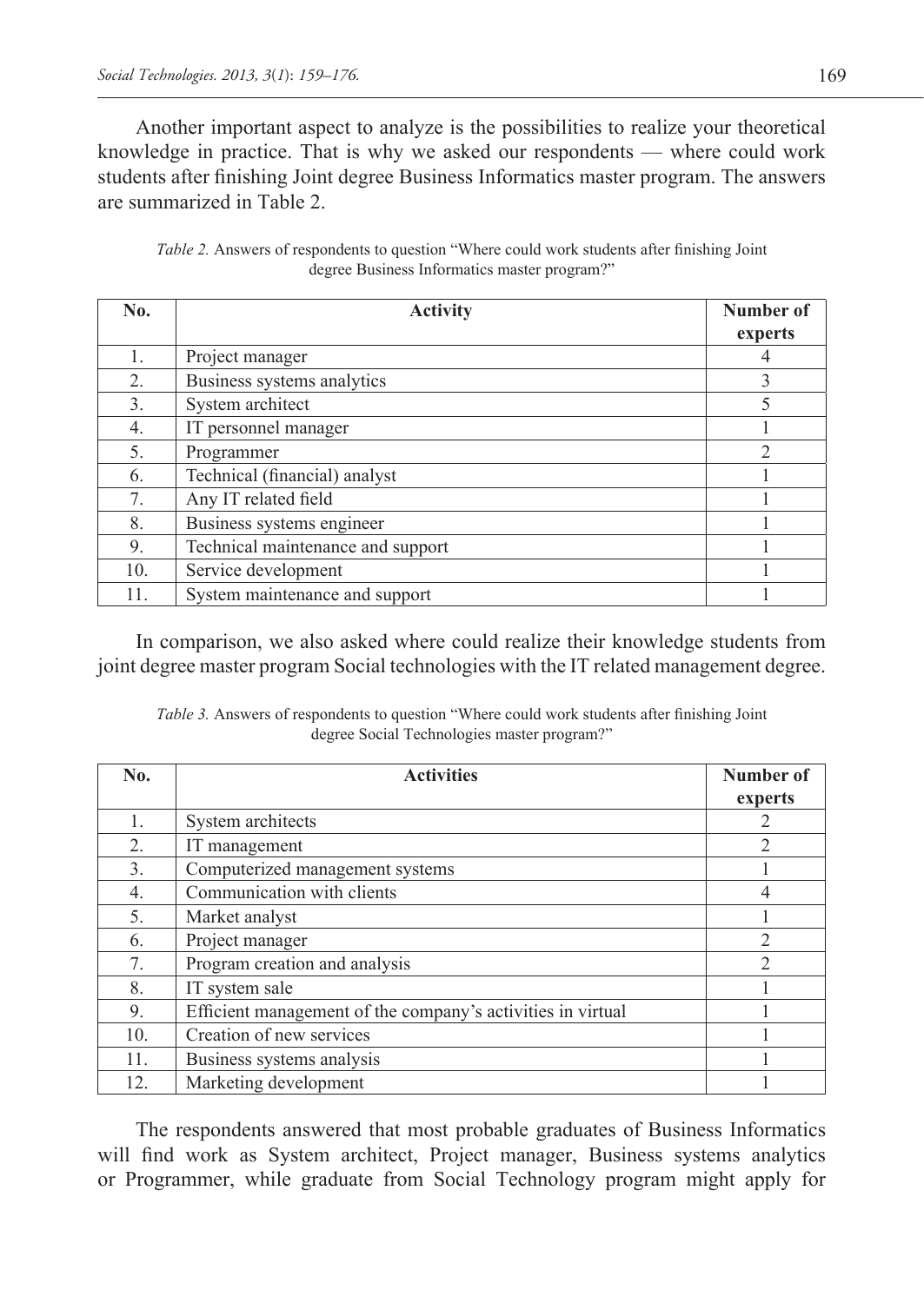Another important aspect to analyze is the possibilities to realize your theoretical knowledge in practice. That is why we asked our respondents — where could work students after finishing Joint degree Business Informatics master program. The answers are summarized in Table 2.

*Table 2.* Answers of respondents to question "Where could work students after finishing Joint degree Business Informatics master program?"

| No. | Activity | Number of experts |
|---|---|---|
| 1. | Project manager | 4 |
| 2. | Business systems analytics | 3 |
| 3. | System architect | 5 |
| 4. | IT personnel manager | 1 |
| 5. | Programmer | 2 |
| 6. | Technical (financial) analyst | 1 |
| 7. | Any IT related field | 1 |
| 8. | Business systems engineer | 1 |
| 9. | Technical maintenance and support | 1 |
| 10. | Service development | 1 |
| 11. | System maintenance and support | 1 |

In comparison, we also asked where could realize their knowledge students from joint degree master program Social technologies with the IT related management degree.

*Table 3.* Answers of respondents to question "Where could work students after finishing Joint degree Social Technologies master program?"

| No. | Activities | Number of experts |
|---|---|---|
| 1. | System architects | 2 |
| 2. | IT management | 2 |
| 3. | Computerized management systems | 1 |
| 4. | Communication with clients | 4 |
| 5. | Market analyst | 1 |
| 6. | Project manager | 2 |
| 7. | Program creation and analysis | 2 |
| 8. | IT system sale | 1 |
| 9. | Efficient management of the company's activities in virtual | 1 |
| 10. | Creation of new services | 1 |
| 11. | Business systems analysis | 1 |
| 12. | Marketing development | 1 |

The respondents answered that most probable graduates of Business Informatics will find work as System architect, Project manager, Business systems analytics or Programmer, while graduate from Social Technology program might apply for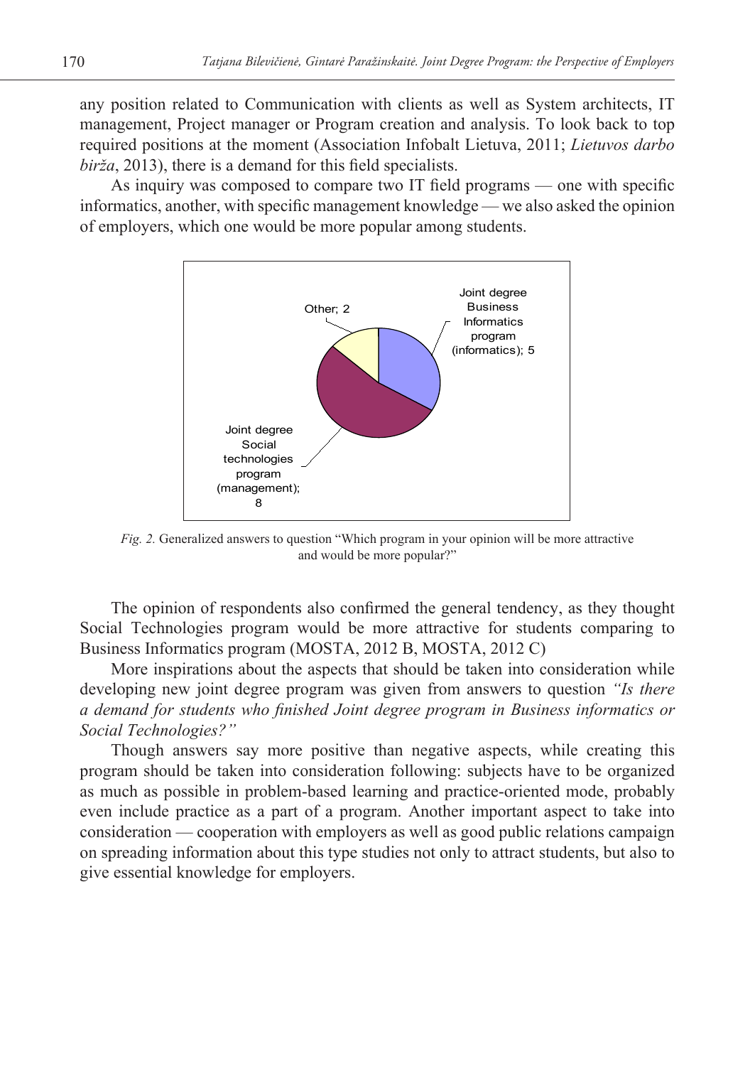any position related to Communication with clients as well as System architects, IT management, Project manager or Program creation and analysis. To look back to top required positions at the moment (Association Infobalt Lietuva, 2011; *Lietuvos darbo birža*, 2013), there is a demand for this field specialists.

As inquiry was composed to compare two IT field programs — one with specific informatics, another, with specific management knowledge — we also asked the opinion of employers, which one would be more popular among students.

*Fig. 2.* Generalized answers to question "Which program in your opinion will be more attractive and would be more popular?"

The opinion of respondents also confirmed the general tendency, as they thought Social Technologies program would be more attractive for students comparing to Business Informatics program (MOSTA, 2012 B, MOSTA, 2012 C)

More inspirations about the aspects that should be taken into consideration while developing new joint degree program was given from answers to question *"Is there a demand for students who finished Joint degree program in Business informatics or Social Technologies?"*

Though answers say more positive than negative aspects, while creating this program should be taken into consideration following: subjects have to be organized as much as possible in problem-based learning and practice-oriented mode, probably even include practice as a part of a program. Another important aspect to take into consideration — cooperation with employers as well as good public relations campaign on spreading information about this type studies not only to attract students, but also to give essential knowledge for employers.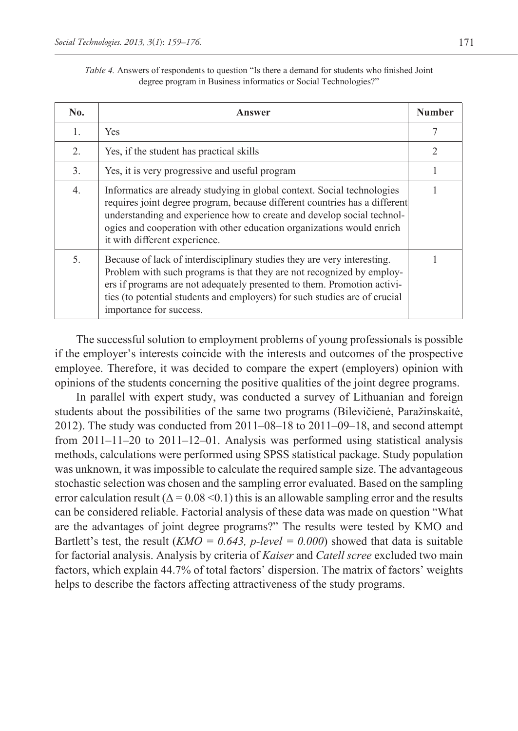*Table 4.* Answers of respondents to question "Is there a demand for students who finished Joint degree program in Business informatics or Social Technologies?"

| No. | Answer | Number |
|---|---|---|
| 1. | Yes | 7 |
| 2. | Yes, if the student has practical skills | 2 |
| 3. | Yes, it is very progressive and useful program | 1 |
| 4. | Informatics are already studying in global context. Social technologies requires joint degree program, because different countries has a different understanding and experience how to create and develop social technologies and cooperation with other education organizations would enrich it with different experience. | 1 |
| 5. | Because of lack of interdisciplinary studies they are very interesting. Problem with such programs is that they are not recognized by employers if programs are not adequately presented to them. Promotion activities (to potential students and employers) for such studies are of crucial importance for success. | 1 |

The successful solution to employment problems of young professionals is possible if the employer's interests coincide with the interests and outcomes of the prospective employee. Therefore, it was decided to compare the expert (employers) opinion with opinions of the students concerning the positive qualities of the joint degree programs.

In parallel with expert study, was conducted a survey of Lithuanian and foreign students about the possibilities of the same two programs (Bilevičienė, Paražinskaitė, 2012). The study was conducted from 2011–08–18 to 2011–09–18, and second attempt from 2011–11–20 to 2011–12–01. Analysis was performed using statistical analysis methods, calculations were performed using SPSS statistical package. Study population was unknown, it was impossible to calculate the required sample size. The advantageous stochastic selection was chosen and the sampling error evaluated. Based on the sampling error calculation result ($\Delta = 0.08 < 0.1$) this is an allowable sampling error and the results can be considered reliable. Factorial analysis of these data was made on question "What are the advantages of joint degree programs?" The results were tested by KMO and Bartlett's test, the result ($KMO = 0.643$, $p\text{-}level = 0.000$) showed that data is suitable for factorial analysis. Analysis by criteria of *Kaiser* and *Catell scree* excluded two main factors, which explain 44.7% of total factors' dispersion. The matrix of factors' weights helps to describe the factors affecting attractiveness of the study programs.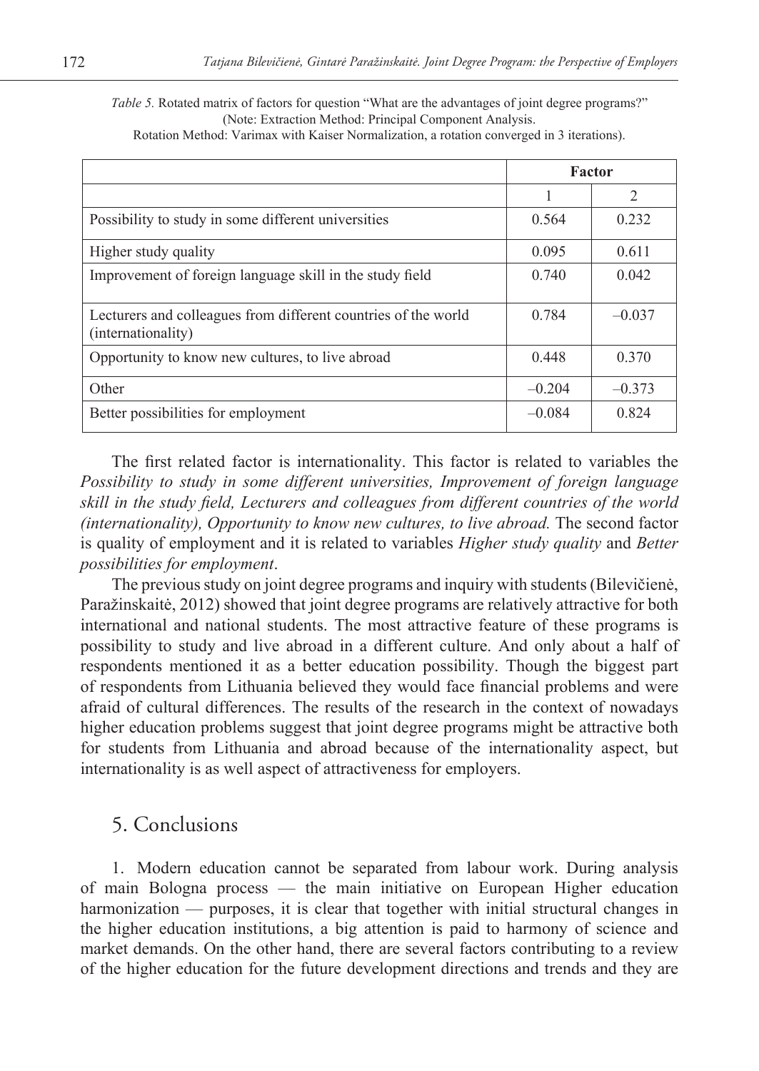*Table 5.* Rotated matrix of factors for question "What are the advantages of joint degree programs?" (Note: Extraction Method: Principal Component Analysis. Rotation Method: Varimax with Kaiser Normalization, a rotation converged in 3 iterations).

| | Factor | |
|---|---|---|
| | 1 | 2 |
| Possibility to study in some different universities | 0.564 | 0.232 |
| Higher study quality | 0.095 | 0.611 |
| Improvement of foreign language skill in the study field | 0.740 | 0.042 |
| Lecturers and colleagues from different countries of the world (internationality) | 0.784 | –0.037 |
| Opportunity to know new cultures, to live abroad | 0.448 | 0.370 |
| Other | –0.204 | –0.373 |
| Better possibilities for employment | –0.084 | 0.824 |

The first related factor is internationality. This factor is related to variables the *Possibility to study in some different universities, Improvement of foreign language skill in the study field, Lecturers and colleagues from different countries of the world (internationality), Opportunity to know new cultures, to live abroad.* The second factor is quality of employment and it is related to variables *Higher study quality* and *Better possibilities for employment*.

The previous study on joint degree programs and inquiry with students (Bilevičienė, Paražinskaitė, 2012) showed that joint degree programs are relatively attractive for both international and national students. The most attractive feature of these programs is possibility to study and live abroad in a different culture. And only about a half of respondents mentioned it as a better education possibility. Though the biggest part of respondents from Lithuania believed they would face financial problems and were afraid of cultural differences. The results of the research in the context of nowadays higher education problems suggest that joint degree programs might be attractive both for students from Lithuania and abroad because of the internationality aspect, but internationality is as well aspect of attractiveness for employers.

## 5. Conclusions

1. Modern education cannot be separated from labour work. During analysis of main Bologna process — the main initiative on European Higher education harmonization — purposes, it is clear that together with initial structural changes in the higher education institutions, a big attention is paid to harmony of science and market demands. On the other hand, there are several factors contributing to a review of the higher education for the future development directions and trends and they are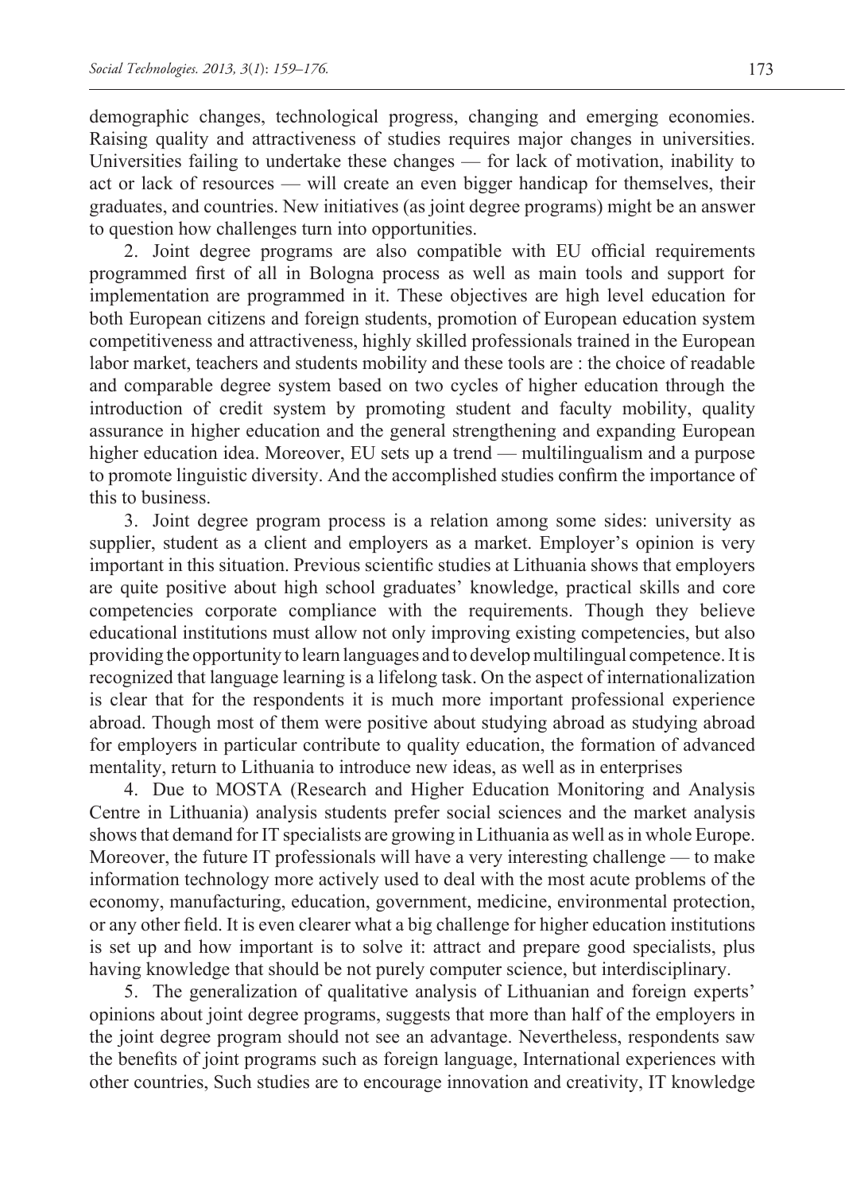demographic changes, technological progress, changing and emerging economies. Raising quality and attractiveness of studies requires major changes in universities. Universities failing to undertake these changes — for lack of motivation, inability to act or lack of resources — will create an even bigger handicap for themselves, their graduates, and countries. New initiatives (as joint degree programs) might be an answer to question how challenges turn into opportunities.

2. Joint degree programs are also compatible with EU official requirements programmed first of all in Bologna process as well as main tools and support for implementation are programmed in it. These objectives are high level education for both European citizens and foreign students, promotion of European education system competitiveness and attractiveness, highly skilled professionals trained in the European labor market, teachers and students mobility and these tools are : the choice of readable and comparable degree system based on two cycles of higher education through the introduction of credit system by promoting student and faculty mobility, quality assurance in higher education and the general strengthening and expanding European higher education idea. Moreover, EU sets up a trend — multilingualism and a purpose to promote linguistic diversity. And the accomplished studies confirm the importance of this to business.

3. Joint degree program process is a relation among some sides: university as supplier, student as a client and employers as a market. Employer's opinion is very important in this situation. Previous scientific studies at Lithuania shows that employers are quite positive about high school graduates' knowledge, practical skills and core competencies corporate compliance with the requirements. Though they believe educational institutions must allow not only improving existing competencies, but also providing the opportunity to learn languages and to develop multilingual competence. It is recognized that language learning is a lifelong task. On the aspect of internationalization is clear that for the respondents it is much more important professional experience abroad. Though most of them were positive about studying abroad as studying abroad for employers in particular contribute to quality education, the formation of advanced mentality, return to Lithuania to introduce new ideas, as well as in enterprises

4. Due to MOSTA (Research and Higher Education Monitoring and Analysis Centre in Lithuania) analysis students prefer social sciences and the market analysis shows that demand for IT specialists are growing in Lithuania as well as in whole Europe. Moreover, the future IT professionals will have a very interesting challenge — to make information technology more actively used to deal with the most acute problems of the economy, manufacturing, education, government, medicine, environmental protection, or any other field. It is even clearer what a big challenge for higher education institutions is set up and how important is to solve it: attract and prepare good specialists, plus having knowledge that should be not purely computer science, but interdisciplinary.

5. The generalization of qualitative analysis of Lithuanian and foreign experts' opinions about joint degree programs, suggests that more than half of the employers in the joint degree program should not see an advantage. Nevertheless, respondents saw the benefits of joint programs such as foreign language, International experiences with other countries, Such studies are to encourage innovation and creativity, IT knowledge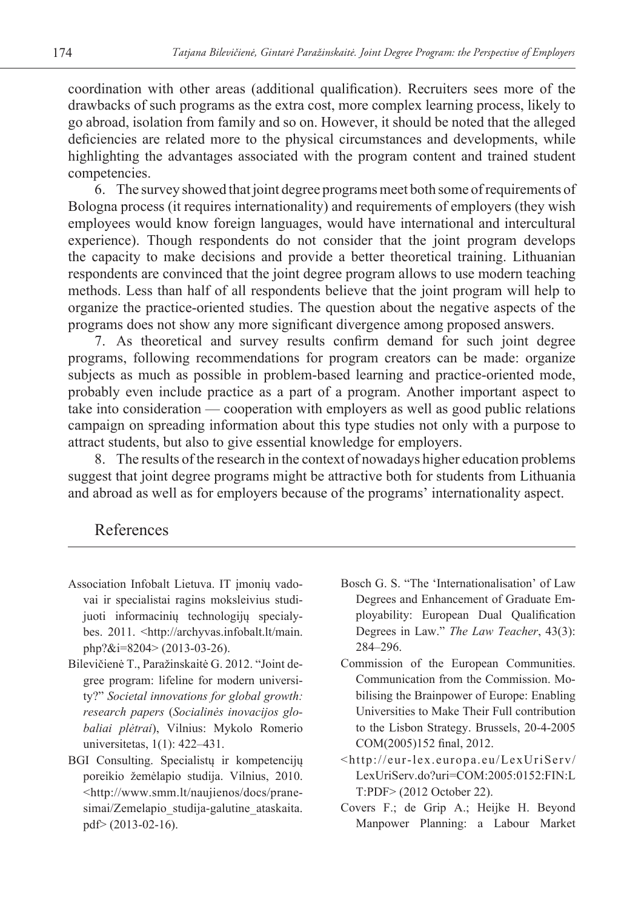coordination with other areas (additional qualification). Recruiters sees more of the drawbacks of such programs as the extra cost, more complex learning process, likely to go abroad, isolation from family and so on. However, it should be noted that the alleged deficiencies are related more to the physical circumstances and developments, while highlighting the advantages associated with the program content and trained student competencies.

6. The survey showed that joint degree programs meet both some of requirements of Bologna process (it requires internationality) and requirements of employers (they wish employees would know foreign languages, would have international and intercultural experience). Though respondents do not consider that the joint program develops the capacity to make decisions and provide a better theoretical training. Lithuanian respondents are convinced that the joint degree program allows to use modern teaching methods. Less than half of all respondents believe that the joint program will help to organize the practice-oriented studies. The question about the negative aspects of the programs does not show any more significant divergence among proposed answers.

7. As theoretical and survey results confirm demand for such joint degree programs, following recommendations for program creators can be made: organize subjects as much as possible in problem-based learning and practice-oriented mode, probably even include practice as a part of a program. Another important aspect to take into consideration — cooperation with employers as well as good public relations campaign on spreading information about this type studies not only with a purpose to attract students, but also to give essential knowledge for employers.

8. The results of the research in the context of nowadays higher education problems suggest that joint degree programs might be attractive both for students from Lithuania and abroad as well as for employers because of the programs' internationality aspect.

## References

Association Infobalt Lietuva. IT įmonių vadovai ir specialistai ragins moksleivius studijuoti informacinių technologijų specialybes. 2011. <http://archyvas.infobalt.lt/main.php?&i=8204> (2013-03-26).

Bilevičienė T., Paražinskaitė G. 2012. "Joint degree program: lifeline for modern university?" *Societal innovations for global growth: research papers* (*Socialinės inovacijos globaliai plėtrai*), Vilnius: Mykolo Romerio universitetas, 1(1): 422–431.

BGI Consulting. Specialistų ir kompetencijų poreikio žemėlapio studija. Vilnius, 2010. <http://www.smm.lt/naujienos/docs/pranesimai/Zemelapio_studija-galutine_ataskaita.pdf> (2013-02-16).

Bosch G. S. "The 'Internationalisation' of Law Degrees and Enhancement of Graduate Employability: European Dual Qualification Degrees in Law." *The Law Teacher*, 43(3): 284–296.

Commission of the European Communities. Communication from the Commission. Mobilising the Brainpower of Europe: Enabling Universities to Make Their Full contribution to the Lisbon Strategy. Brussels, 20-4-2005 COM(2005)152 final, 2012. <http://eur-lex.europa.eu/LexUriServ/LexUriServ.do?uri=COM:2005:0152:FIN:LT:PDF> (2012 October 22).

Covers F.; de Grip A.; Heijke H. Beyond Manpower Planning: a Labour Market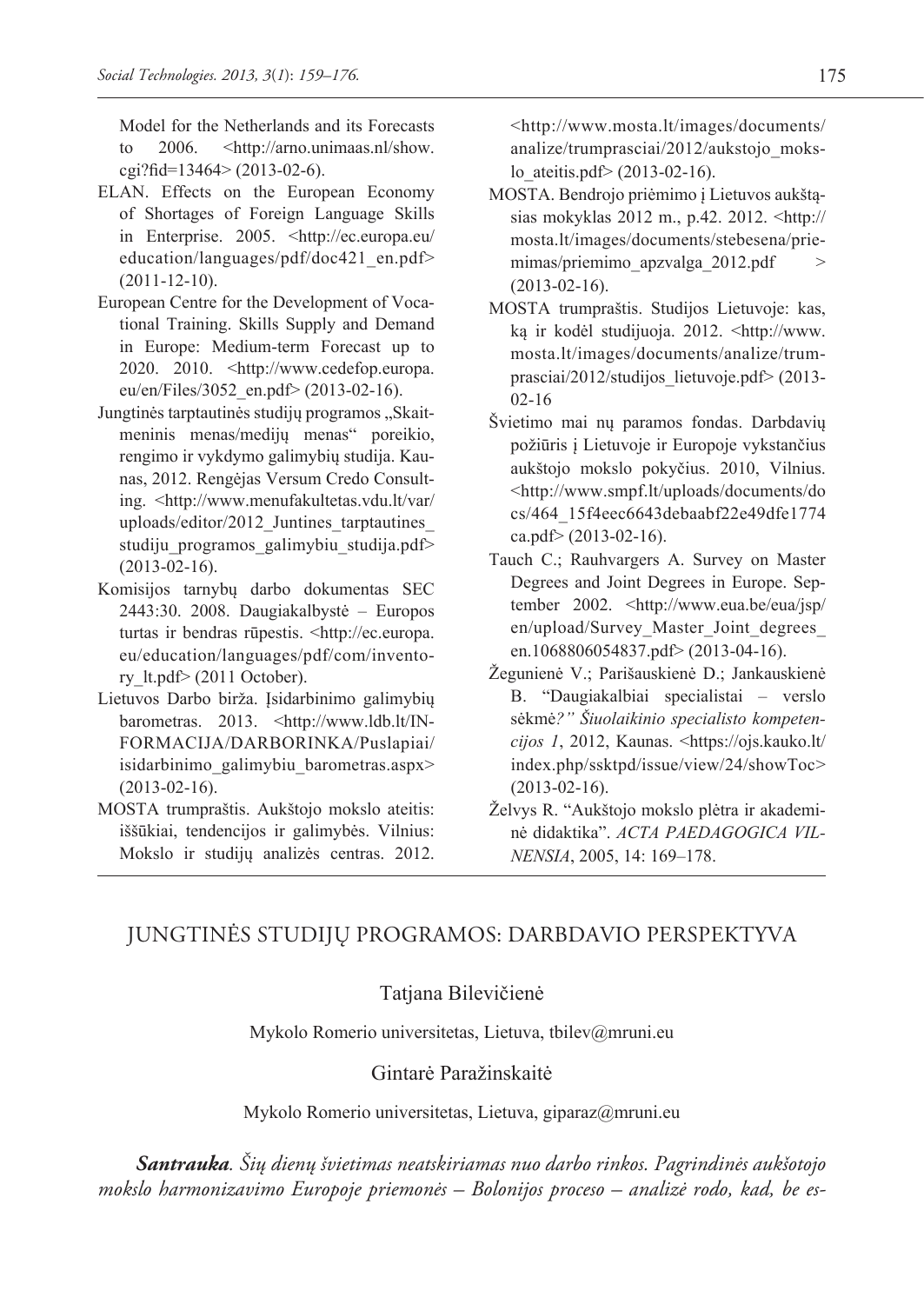Model for the Netherlands and its Forecasts to 2006. <http://arno.unimaas.nl/show.cgi?fid=13464> (2013-02-6).

ELAN. Effects on the European Economy of Shortages of Foreign Language Skills in Enterprise. 2005. <http://ec.europa.eu/education/languages/pdf/doc421_en.pdf> (2011-12-10).

European Centre for the Development of Vocational Training. Skills Supply and Demand in Europe: Medium-term Forecast up to 2020. 2010. <http://www.cedefop.europa.eu/en/Files/3052_en.pdf> (2013-02-16).

Jungtinės tarptautinės studijų programos „Skaitmeninis menas/medijų menas" poreikio, rengimo ir vykdymo galimybių studija. Kaunas, 2012. Rengėjas Versum Credo Consulting. <http://www.menufakultetas.vdu.lt/var/uploads/editor/2012_Juntines_tarptautines_studiju_programos_galimybiu_studija.pdf> (2013-02-16).

Komisijos tarnybų darbo dokumentas SEC 2443:30. 2008. Daugiakalbystė – Europos turtas ir bendras rūpestis. <http://ec.europa.eu/education/languages/pdf/com/inventory_lt.pdf> (2011 October).

Lietuvos Darbo birža. Įsidarbinimo galimybių barometras. 2013. <http://www.ldb.lt/INFORMACIJA/DARBORINKA/Puslapiai/isidarbinimo_galimybiu_barometras.aspx> (2013-02-16).

MOSTA trumpraštis. Aukštojo mokslo ateitis: iššūkiai, tendencijos ir galimybės. Vilnius: Mokslo ir studijų analizės centras. 2012. <http://www.mosta.lt/images/documents/analize/trumprasciai/2012/aukstojo_mokslo_ateitis.pdf> (2013-02-16).

MOSTA. Bendrojo priėmimo į Lietuvos aukštąsias mokyklas 2012 m., p.42. 2012. <http://mosta.lt/images/documents/stebesena/priemimas/priemimo_apzvalga_2012.pdf > (2013-02-16).

MOSTA trumpraštis. Studijos Lietuvoje: kas, ką ir kodėl studijuoja. 2012. <http://www.mosta.lt/images/documents/analize/trumprasciai/2012/studijos_lietuvoje.pdf> (2013-02-16

Švietimo mai nų paramos fondas. Darbdavių požiūris į Lietuvoje ir Europoje vykstančius aukštojo mokslo pokyčius. 2010, Vilnius. <http://www.smpf.lt/uploads/documents/docs/464_15f4eec6643debaabf22e49dfe1774ca.pdf> (2013-02-16).

Tauch C.; Rauhvargers A. Survey on Master Degrees and Joint Degrees in Europe. September 2002. <http://www.eua.be/eua/jsp/en/upload/Survey_Master_Joint_degrees_en.1068806054837.pdf> (2013-04-16).

Žegunienė V.; Parišauskienė D.; Jankauskienė B. "Daugiakalbiai specialistai – verslo sėkmė*?" Šiuolaikinio specialisto kompetencijos 1*, 2012, Kaunas. <https://ojs.kauko.lt/index.php/ssktpd/issue/view/24/showToc> (2013-02-16).

Želvys R. "Aukštojo mokslo plėtra ir akademinė didaktika". *ACTA PAEDAGOGICA VILNENSIA*, 2005, 14: 169–178.

# JUNGTINĖS STUDIJŲ PROGRAMOS: DARBDAVIO PERSPEKTYVA

Tatjana Bilevičienė

Mykolo Romerio universitetas, Lietuva, tbilev@mruni.eu

Gintarė Paražinskaitė

Mykolo Romerio universitetas, Lietuva, giparaz@mruni.eu

***Santrauka****. Šių dienų švietimas neatskiriamas nuo darbo rinkos. Pagrindinės aukšotojo mokslo harmonizavimo Europoje priemonės – Bolonijos proceso – analizė rodo, kad, be es-*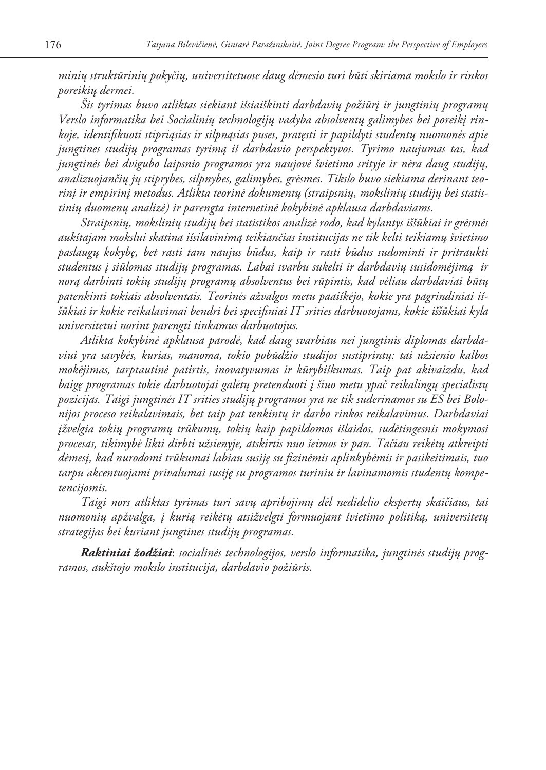*minių struktūrinių pokyčių, universitetuose daug dėmesio turi būti skiriama mokslo ir rinkos poreikių dermei.*

*Šis tyrimas buvo atliktas siekiant išsiaiškinti darbdavių požiūrį ir jungtinių programų Verslo informatika bei Socialinių technologijų vadyba absolventų galimybes bei poreikį rinkoje, identifikuoti stipriąsias ir silpnąsias puses, pratęsti ir papildyti studentų nuomonės apie jungtines studijų programas tyrimą iš darbdavio perspektyvos. Tyrimo naujumas tas, kad jungtinės bei dvigubo laipsnio programos yra naujovė švietimo srityje ir nėra daug studijų, analizuojančių jų stiprybes, silpnybes, galimybes, grėsmes. Tikslo buvo siekiama derinant teorinį ir empirinį metodus. Atlikta teorinė dokumentų (straipsnių, mokslinių studijų bei statistinių duomenų analizė) ir parengta internetinė kokybinė apklausa darbdaviams.*

*Straipsnių, mokslinių studijų bei statistikos analizė rodo, kad kylantys iššūkiai ir grėsmės aukštajam mokslui skatina išsilavinimą teikiančias institucijas ne tik kelti teikiamų švietimo paslaugų kokybę, bet rasti tam naujus būdus, kaip ir rasti būdus sudominti ir pritraukti studentus į siūlomas studijų programas. Labai svarbu sukelti ir darbdavių susidomėjimą ir norą darbinti tokių studijų programų absolventus bei rūpintis, kad vėliau darbdaviai būtų patenkinti tokiais absolventais. Teorinės ažvalgos metu paaiškėjo, kokie yra pagrindiniai iššūkiai ir kokie reikalavimai bendri bei specifiniai IT srities darbuotojams, kokie iššūkiai kyla universitetui norint parengti tinkamus darbuotojus.*

*Atlikta kokybinė apklausa parodė, kad daug svarbiau nei jungtinis diplomas darbdaviui yra savybės, kurias, manoma, tokio pobūdžio studijos sustiprintų: tai užsienio kalbos mokėjimas, tarptautinė patirtis, inovatyvumas ir kūrybiškumas. Taip pat akivaizdu, kad baigę programas tokie darbuotojai galėtų pretenduoti į šiuo metu ypač reikalingų specialistų pozicijas. Taigi jungtinės IT srities studijų programos yra ne tik suderinamos su ES bei Bolonijos proceso reikalavimais, bet taip pat tenkintų ir darbo rinkos reikalavimus. Darbdaviai įžvelgia tokių programų trūkumų, tokių kaip papildomos išlaidos, sudėtingesnis mokymosi procesas, tikimybė likti dirbti užsienyje, atskirtis nuo šeimos ir pan. Tačiau reikėtų atkreipti dėmesį, kad nurodomi trūkumai labiau susiję su fizinėmis aplinkybėmis ir pasikeitimais, tuo tarpu akcentuojami privalumai susiję su programos turiniu ir lavinamomis studentų kompetencijomis.*

*Taigi nors atliktas tyrimas turi savų apribojimų dėl nedidelio ekspertų skaičiaus, tai nuomonių apžvalga, į kurią reikėtų atsižvelgti formuojant švietimo politiką, universitetų strategijas bei kuriant jungtines studijų programas.*

***Raktiniai žodžiai***: *socialinės technologijos, verslo informatika, jungtinės studijų programos, aukštojo mokslo institucija, darbdavio požiūris.*